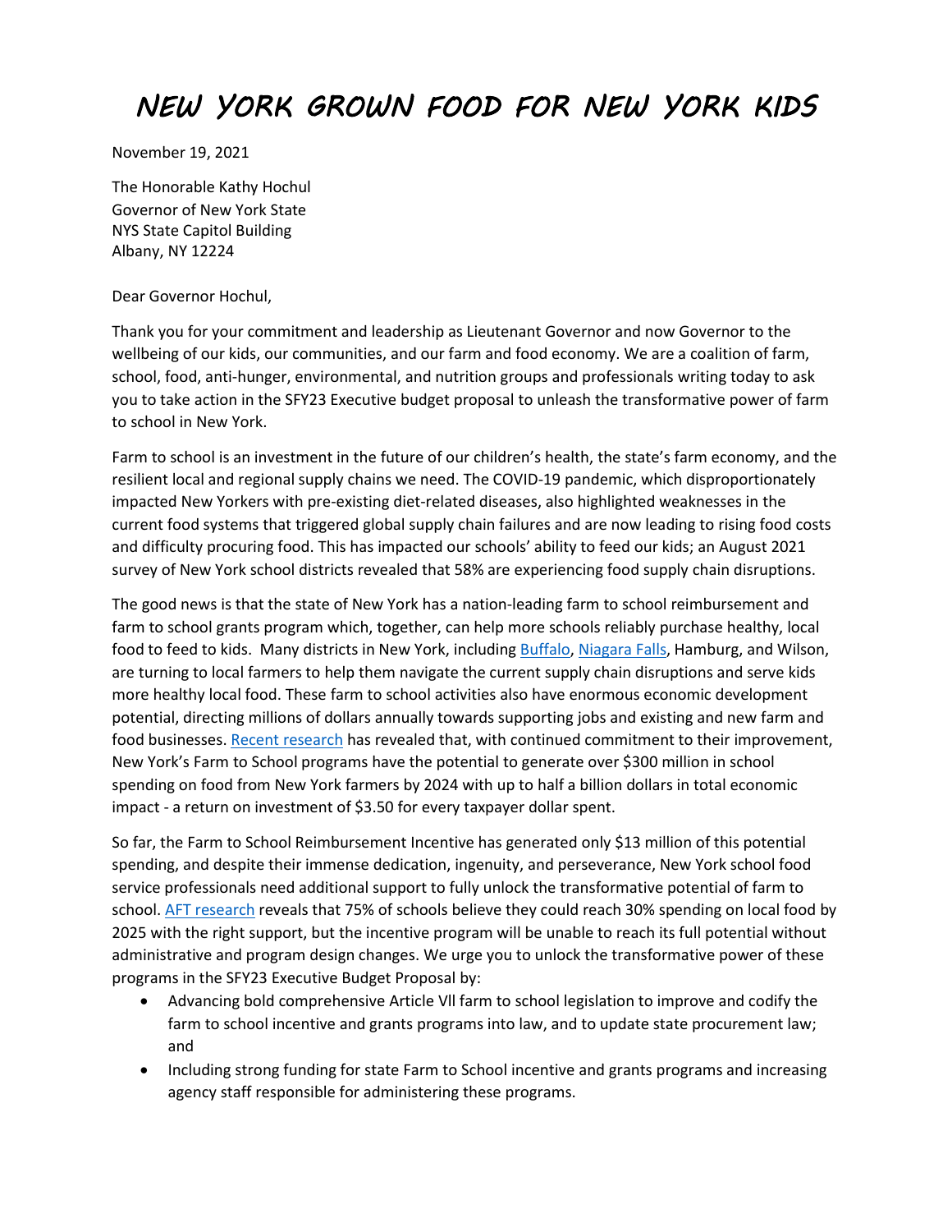# NEW YORK GROWN FOOD FOR NEW YORK KIDS

November 19, 2021

The Honorable Kathy Hochul
Governor of New York State
NYS State Capitol Building
Albany, NY 12224

Dear Governor Hochul,

Thank you for your commitment and leadership as Lieutenant Governor and now Governor to the wellbeing of our kids, our communities, and our farm and food economy. We are a coalition of farm, school, food, anti-hunger, environmental, and nutrition groups and professionals writing today to ask you to take action in the SFY23 Executive budget proposal to unleash the transformative power of farm to school in New York.

Farm to school is an investment in the future of our children's health, the state's farm economy, and the resilient local and regional supply chains we need. The COVID-19 pandemic, which disproportionately impacted New Yorkers with pre-existing diet-related diseases, also highlighted weaknesses in the current food systems that triggered global supply chain failures and are now leading to rising food costs and difficulty procuring food. This has impacted our schools' ability to feed our kids; an August 2021 survey of New York school districts revealed that 58% are experiencing food supply chain disruptions.

The good news is that the state of New York has a nation-leading farm to school reimbursement and farm to school grants program which, together, can help more schools reliably purchase healthy, local food to feed to kids. Many districts in New York, including Buffalo, Niagara Falls, Hamburg, and Wilson, are turning to local farmers to help them navigate the current supply chain disruptions and serve kids more healthy local food. These farm to school activities also have enormous economic development potential, directing millions of dollars annually towards supporting jobs and existing and new farm and food businesses. Recent research has revealed that, with continued commitment to their improvement, New York's Farm to School programs have the potential to generate over $300 million in school spending on food from New York farmers by 2024 with up to half a billion dollars in total economic impact - a return on investment of $3.50 for every taxpayer dollar spent.

So far, the Farm to School Reimbursement Incentive has generated only $13 million of this potential spending, and despite their immense dedication, ingenuity, and perseverance, New York school food service professionals need additional support to fully unlock the transformative potential of farm to school. AFT research reveals that 75% of schools believe they could reach 30% spending on local food by 2025 with the right support, but the incentive program will be unable to reach its full potential without administrative and program design changes. We urge you to unlock the transformative power of these programs in the SFY23 Executive Budget Proposal by:

- Advancing bold comprehensive Article VII farm to school legislation to improve and codify the farm to school incentive and grants programs into law, and to update state procurement law; and
- Including strong funding for state Farm to School incentive and grants programs and increasing agency staff responsible for administering these programs.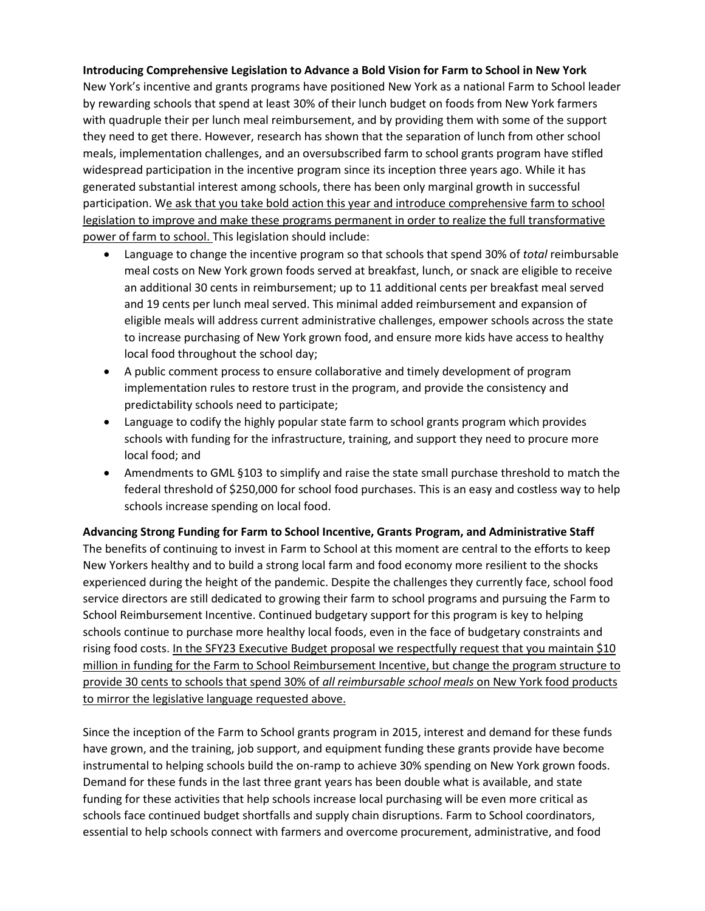**Introducing Comprehensive Legislation to Advance a Bold Vision for Farm to School in New York**
New York's incentive and grants programs have positioned New York as a national Farm to School leader by rewarding schools that spend at least 30% of their lunch budget on foods from New York farmers with quadruple their per lunch meal reimbursement, and by providing them with some of the support they need to get there. However, research has shown that the separation of lunch from other school meals, implementation challenges, and an oversubscribed farm to school grants program have stifled widespread participation in the incentive program since its inception three years ago. While it has generated substantial interest among schools, there has been only marginal growth in successful participation. W<u>e ask that you take bold action this year and introduce comprehensive farm to school legislation to improve and make these programs permanent in order to realize the full transformative power of farm to school.</u> This legislation should include:

- Language to change the incentive program so that schools that spend 30% of *total* reimbursable meal costs on New York grown foods served at breakfast, lunch, or snack are eligible to receive an additional 30 cents in reimbursement; up to 11 additional cents per breakfast meal served and 19 cents per lunch meal served. This minimal added reimbursement and expansion of eligible meals will address current administrative challenges, empower schools across the state to increase purchasing of New York grown food, and ensure more kids have access to healthy local food throughout the school day;
- A public comment process to ensure collaborative and timely development of program implementation rules to restore trust in the program, and provide the consistency and predictability schools need to participate;
- Language to codify the highly popular state farm to school grants program which provides schools with funding for the infrastructure, training, and support they need to procure more local food; and
- Amendments to GML §103 to simplify and raise the state small purchase threshold to match the federal threshold of $250,000 for school food purchases. This is an easy and costless way to help schools increase spending on local food.

**Advancing Strong Funding for Farm to School Incentive, Grants Program, and Administrative Staff**
The benefits of continuing to invest in Farm to School at this moment are central to the efforts to keep New Yorkers healthy and to build a strong local farm and food economy more resilient to the shocks experienced during the height of the pandemic. Despite the challenges they currently face, school food service directors are still dedicated to growing their farm to school programs and pursuing the Farm to School Reimbursement Incentive. Continued budgetary support for this program is key to helping schools continue to purchase more healthy local foods, even in the face of budgetary constraints and rising food costs. <u>In the SFY23 Executive Budget proposal we respectfully request that you maintain $10 million in funding for the Farm to School Reimbursement Incentive, but change the program structure to provide 30 cents to schools that spend 30% of *all reimbursable school meals* on New York food products to mirror the legislative language requested above.</u>

Since the inception of the Farm to School grants program in 2015, interest and demand for these funds have grown, and the training, job support, and equipment funding these grants provide have become instrumental to helping schools build the on-ramp to achieve 30% spending on New York grown foods. Demand for these funds in the last three grant years has been double what is available, and state funding for these activities that help schools increase local purchasing will be even more critical as schools face continued budget shortfalls and supply chain disruptions. Farm to School coordinators, essential to help schools connect with farmers and overcome procurement, administrative, and food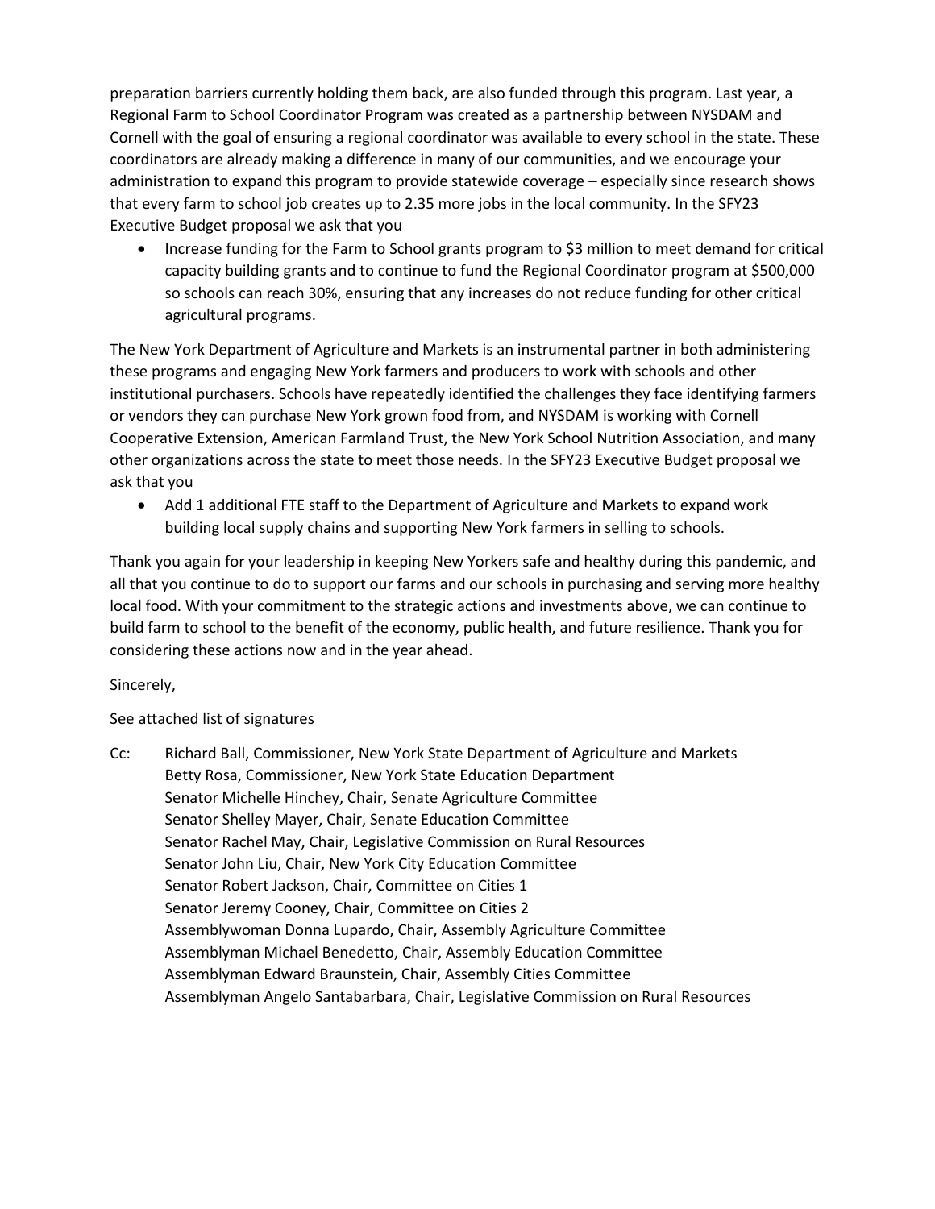preparation barriers currently holding them back, are also funded through this program. Last year, a Regional Farm to School Coordinator Program was created as a partnership between NYSDAM and Cornell with the goal of ensuring a regional coordinator was available to every school in the state. These coordinators are already making a difference in many of our communities, and we encourage your administration to expand this program to provide statewide coverage – especially since research shows that every farm to school job creates up to 2.35 more jobs in the local community. In the SFY23 Executive Budget proposal we ask that you

- Increase funding for the Farm to School grants program to $3 million to meet demand for critical capacity building grants and to continue to fund the Regional Coordinator program at $500,000 so schools can reach 30%, ensuring that any increases do not reduce funding for other critical agricultural programs.

The New York Department of Agriculture and Markets is an instrumental partner in both administering these programs and engaging New York farmers and producers to work with schools and other institutional purchasers. Schools have repeatedly identified the challenges they face identifying farmers or vendors they can purchase New York grown food from, and NYSDAM is working with Cornell Cooperative Extension, American Farmland Trust, the New York School Nutrition Association, and many other organizations across the state to meet those needs. In the SFY23 Executive Budget proposal we ask that you

- Add 1 additional FTE staff to the Department of Agriculture and Markets to expand work building local supply chains and supporting New York farmers in selling to schools.

Thank you again for your leadership in keeping New Yorkers safe and healthy during this pandemic, and all that you continue to do to support our farms and our schools in purchasing and serving more healthy local food. With your commitment to the strategic actions and investments above, we can continue to build farm to school to the benefit of the economy, public health, and future resilience. Thank you for considering these actions now and in the year ahead.

Sincerely,

See attached list of signatures

Cc: Richard Ball, Commissioner, New York State Department of Agriculture and Markets
Betty Rosa, Commissioner, New York State Education Department
Senator Michelle Hinchey, Chair, Senate Agriculture Committee
Senator Shelley Mayer, Chair, Senate Education Committee
Senator Rachel May, Chair, Legislative Commission on Rural Resources
Senator John Liu, Chair, New York City Education Committee
Senator Robert Jackson, Chair, Committee on Cities 1
Senator Jeremy Cooney, Chair, Committee on Cities 2
Assemblywoman Donna Lupardo, Chair, Assembly Agriculture Committee
Assemblyman Michael Benedetto, Chair, Assembly Education Committee
Assemblyman Edward Braunstein, Chair, Assembly Cities Committee
Assemblyman Angelo Santabarbara, Chair, Legislative Commission on Rural Resources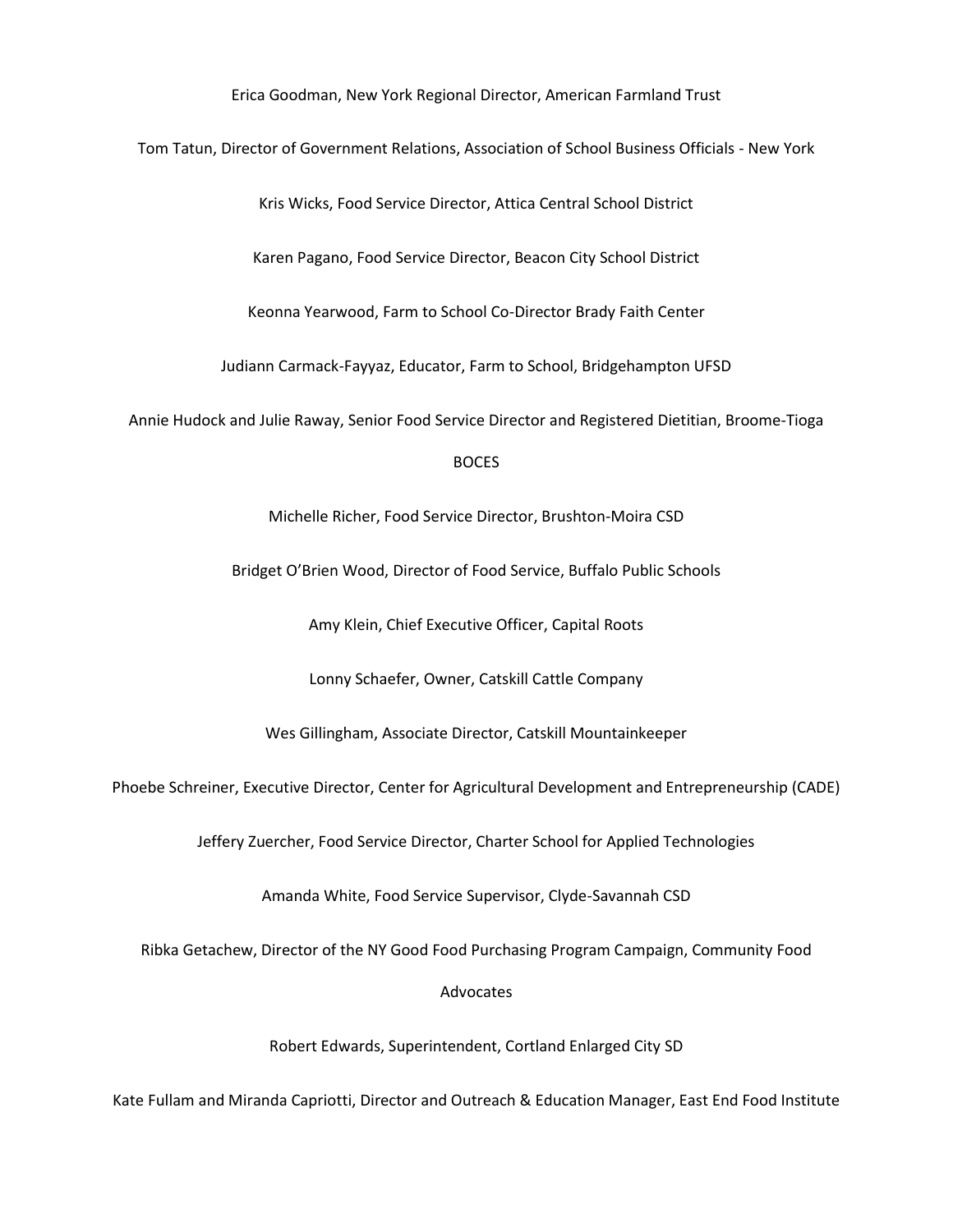Erica Goodman, New York Regional Director, American Farmland Trust

Tom Tatun, Director of Government Relations, Association of School Business Officials - New York

Kris Wicks, Food Service Director, Attica Central School District

Karen Pagano, Food Service Director, Beacon City School District

Keonna Yearwood, Farm to School Co-Director Brady Faith Center

Judiann Carmack-Fayyaz, Educator, Farm to School, Bridgehampton UFSD

Annie Hudock and Julie Raway, Senior Food Service Director and Registered Dietitian, Broome-Tioga BOCES

Michelle Richer, Food Service Director, Brushton-Moira CSD

Bridget O'Brien Wood, Director of Food Service, Buffalo Public Schools

Amy Klein, Chief Executive Officer, Capital Roots

Lonny Schaefer, Owner, Catskill Cattle Company

Wes Gillingham, Associate Director, Catskill Mountainkeeper

Phoebe Schreiner, Executive Director, Center for Agricultural Development and Entrepreneurship (CADE)

Jeffery Zuercher, Food Service Director, Charter School for Applied Technologies

Amanda White, Food Service Supervisor, Clyde-Savannah CSD

Ribka Getachew, Director of the NY Good Food Purchasing Program Campaign, Community Food Advocates

Robert Edwards, Superintendent, Cortland Enlarged City SD

Kate Fullam and Miranda Capriotti, Director and Outreach & Education Manager, East End Food Institute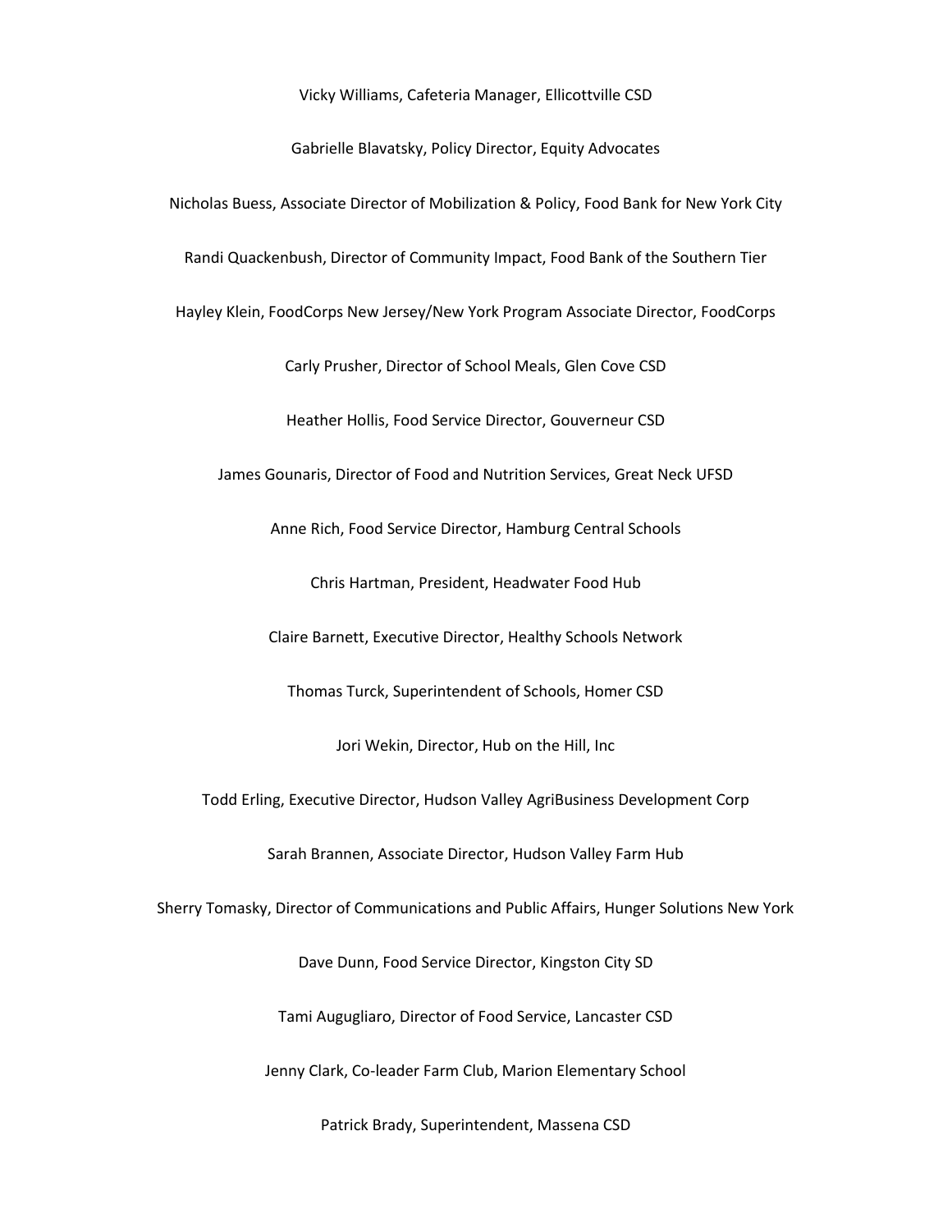Vicky Williams, Cafeteria Manager, Ellicottville CSD

Gabrielle Blavatsky, Policy Director, Equity Advocates

Nicholas Buess, Associate Director of Mobilization & Policy, Food Bank for New York City

Randi Quackenbush, Director of Community Impact, Food Bank of the Southern Tier

Hayley Klein, FoodCorps New Jersey/New York Program Associate Director, FoodCorps

Carly Prusher, Director of School Meals, Glen Cove CSD

Heather Hollis, Food Service Director, Gouverneur CSD

James Gounaris, Director of Food and Nutrition Services, Great Neck UFSD

Anne Rich, Food Service Director, Hamburg Central Schools

Chris Hartman, President, Headwater Food Hub

Claire Barnett, Executive Director, Healthy Schools Network

Thomas Turck, Superintendent of Schools, Homer CSD

Jori Wekin, Director, Hub on the Hill, Inc

Todd Erling, Executive Director, Hudson Valley AgriBusiness Development Corp

Sarah Brannen, Associate Director, Hudson Valley Farm Hub

Sherry Tomasky, Director of Communications and Public Affairs, Hunger Solutions New York

Dave Dunn, Food Service Director, Kingston City SD

Tami Augugliaro, Director of Food Service, Lancaster CSD

Jenny Clark, Co-leader Farm Club, Marion Elementary School

Patrick Brady, Superintendent, Massena CSD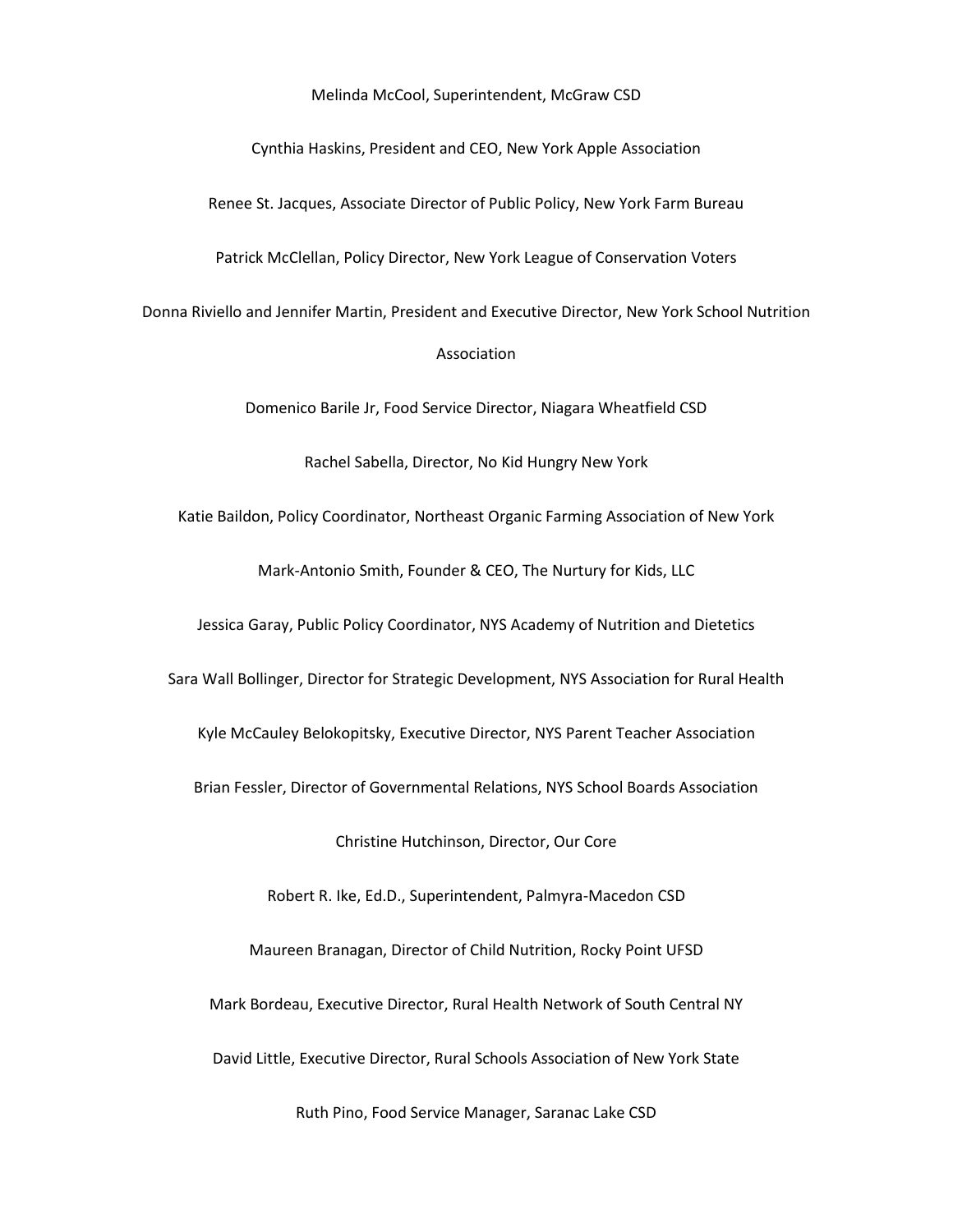Melinda McCool, Superintendent, McGraw CSD

Cynthia Haskins, President and CEO, New York Apple Association

Renee St. Jacques, Associate Director of Public Policy, New York Farm Bureau

Patrick McClellan, Policy Director, New York League of Conservation Voters

Donna Riviello and Jennifer Martin, President and Executive Director, New York School Nutrition Association

Domenico Barile Jr, Food Service Director, Niagara Wheatfield CSD

Rachel Sabella, Director, No Kid Hungry New York

Katie Baildon, Policy Coordinator, Northeast Organic Farming Association of New York

Mark-Antonio Smith, Founder & CEO, The Nurtury for Kids, LLC

Jessica Garay, Public Policy Coordinator, NYS Academy of Nutrition and Dietetics

Sara Wall Bollinger, Director for Strategic Development, NYS Association for Rural Health

Kyle McCauley Belokopitsky, Executive Director, NYS Parent Teacher Association

Brian Fessler, Director of Governmental Relations, NYS School Boards Association

Christine Hutchinson, Director, Our Core

Robert R. Ike, Ed.D., Superintendent, Palmyra-Macedon CSD

Maureen Branagan, Director of Child Nutrition, Rocky Point UFSD

Mark Bordeau, Executive Director, Rural Health Network of South Central NY

David Little, Executive Director, Rural Schools Association of New York State

Ruth Pino, Food Service Manager, Saranac Lake CSD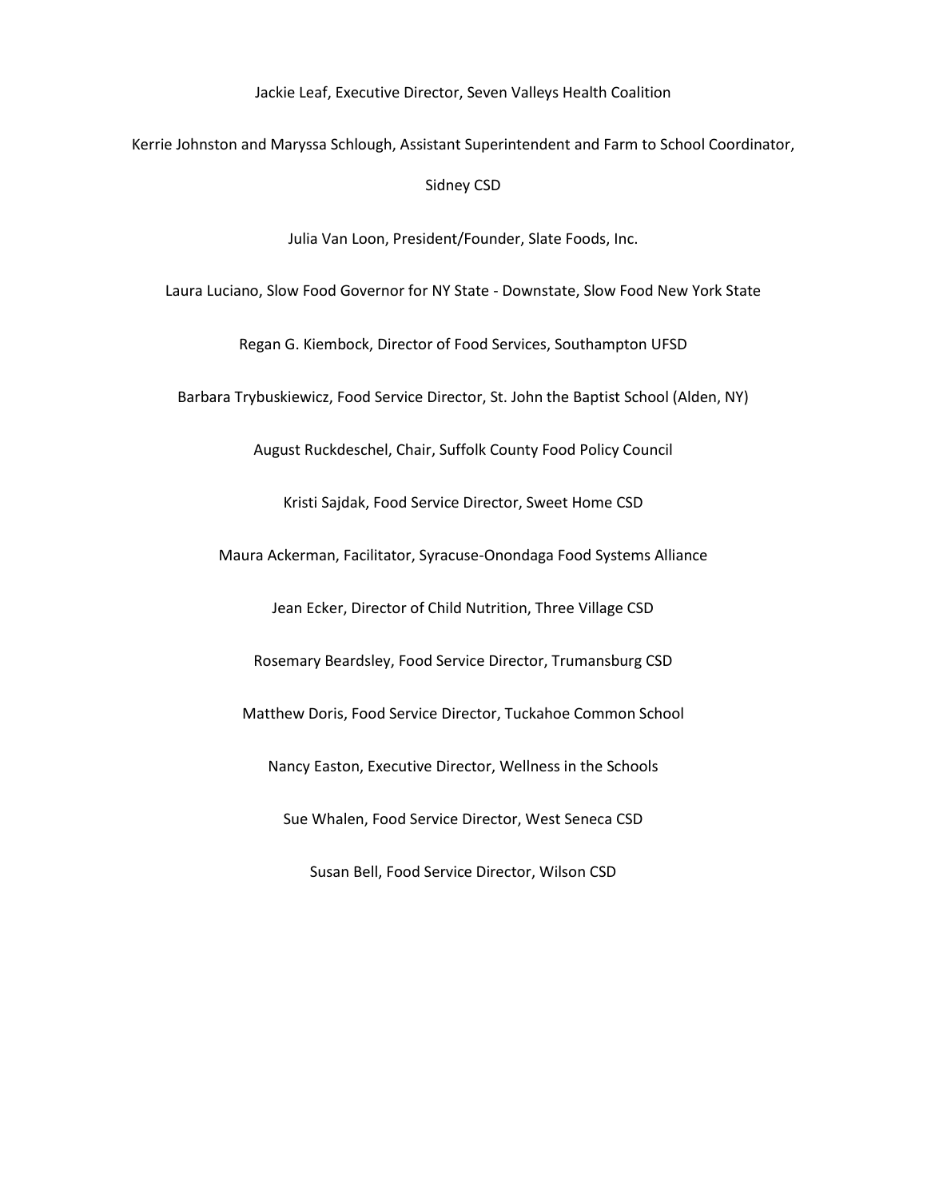Jackie Leaf, Executive Director, Seven Valleys Health Coalition

Kerrie Johnston and Maryssa Schlough, Assistant Superintendent and Farm to School Coordinator, Sidney CSD

Julia Van Loon, President/Founder, Slate Foods, Inc.

Laura Luciano, Slow Food Governor for NY State - Downstate, Slow Food New York State

Regan G. Kiembock, Director of Food Services, Southampton UFSD

Barbara Trybuskiewicz, Food Service Director, St. John the Baptist School (Alden, NY)

August Ruckdeschel, Chair, Suffolk County Food Policy Council

Kristi Sajdak, Food Service Director, Sweet Home CSD

Maura Ackerman, Facilitator, Syracuse-Onondaga Food Systems Alliance

Jean Ecker, Director of Child Nutrition, Three Village CSD

Rosemary Beardsley, Food Service Director, Trumansburg CSD

Matthew Doris, Food Service Director, Tuckahoe Common School

Nancy Easton, Executive Director, Wellness in the Schools

Sue Whalen, Food Service Director, West Seneca CSD

Susan Bell, Food Service Director, Wilson CSD